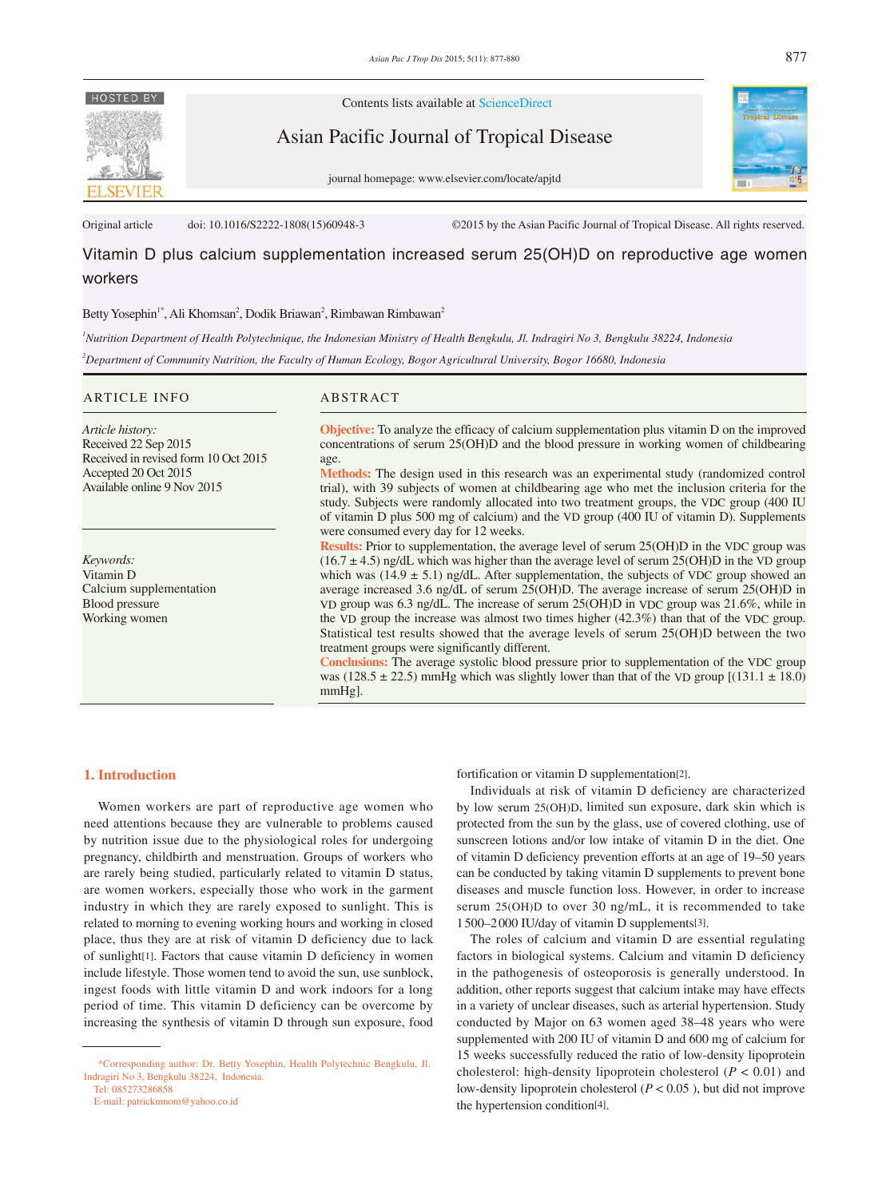Original article doi: 10.1016/S2222-1808(15)60948-3 ©2015 by the Asian Pacific Journal of Tropical Disease. All rights reserved.

# Vitamin D plus calcium supplementation increased serum 25(OH)D on reproductive age women workers

Betty Yosephin[1*], Ali Khomsan[2], Dodik Briawan[2], Rimbawan Rimbawan[2]

[1]Nutrition Department of Health Polytechnique, the Indonesian Ministry of Health Bengkulu, Jl. Indragiri No 3, Bengkulu 38224, Indonesia

[2]Department of Community Nutrition, the Faculty of Human Ecology, Bogor Agricultural University, Bogor 16680, Indonesia

## ARTICLE INFO

*Article history:*
Received 22 Sep 2015
Received in revised form 10 Oct 2015
Accepted 20 Oct 2015
Available online 9 Nov 2015

*Keywords:*
Vitamin D
Calcium supplementation
Blood pressure
Working women

## ABSTRACT

**Objective:** To analyze the efficacy of calcium supplementation plus vitamin D on the improved concentrations of serum 25(OH)D and the blood pressure in working women of childbearing age.

**Methods:** The design used in this research was an experimental study (randomized control trial), with 39 subjects of women at childbearing age who met the inclusion criteria for the study. Subjects were randomly allocated into two treatment groups, the VDC group (400 IU of vitamin D plus 500 mg of calcium) and the VD group (400 IU of vitamin D). Supplements were consumed every day for 12 weeks.

**Results:** Prior to supplementation, the average level of serum 25(OH)D in the VDC group was (16.7 ± 4.5) ng/dL which was higher than the average level of serum 25(OH)D in the VD group which was (14.9 ± 5.1) ng/dL. After supplementation, the subjects of VDC group showed an average increased 3.6 ng/dL of serum 25(OH)D. The average increase of serum 25(OH)D in VD group was 6.3 ng/dL. The increase of serum 25(OH)D in VDC group was 21.6%, while in the VD group the increase was almost two times higher (42.3%) than that of the VDC group. Statistical test results showed that the average levels of serum 25(OH)D between the two treatment groups were significantly different.

**Conclusions:** The average systolic blood pressure prior to supplementation of the VDC group was (128.5 ± 22.5) mmHg which was slightly lower than that of the VD group [(131.1 ± 18.0) mmHg].

## 1. Introduction

Women workers are part of reproductive age women who need attentions because they are vulnerable to problems caused by nutrition issue due to the physiological roles for undergoing pregnancy, childbirth and menstruation. Groups of workers who are rarely being studied, particularly related to vitamin D status, are women workers, especially those who work in the garment industry in which they are rarely exposed to sunlight. This is related to morning to evening working hours and working in closed place, thus they are at risk of vitamin D deficiency due to lack of sunlight[1]. Factors that cause vitamin D deficiency in women include lifestyle. Those women tend to avoid the sun, use sunblock, ingest foods with little vitamin D and work indoors for a long period of time. This vitamin D deficiency can be overcome by increasing the synthesis of vitamin D through sun exposure, food fortification or vitamin D supplementation[2].

Individuals at risk of vitamin D deficiency are characterized by low serum 25(OH)D, limited sun exposure, dark skin which is protected from the sun by the glass, use of covered clothing, use of sunscreen lotions and/or low intake of vitamin D in the diet. One of vitamin D deficiency prevention efforts at an age of 19–50 years can be conducted by taking vitamin D supplements to prevent bone diseases and muscle function loss. However, in order to increase serum 25(OH)D to over 30 ng/mL, it is recommended to take 1 500–2 000 IU/day of vitamin D supplements[3].

The roles of calcium and vitamin D are essential regulating factors in biological systems. Calcium and vitamin D deficiency in the pathogenesis of osteoporosis is generally understood. In addition, other reports suggest that calcium intake may have effects in a variety of unclear diseases, such as arterial hypertension. Study conducted by Major on 63 women aged 38–48 years who were supplemented with 200 IU of vitamin D and 600 mg of calcium for 15 weeks successfully reduced the ratio of low-density lipoprotein cholesterol: high-density lipoprotein cholesterol ($P < 0.01$) and low-density lipoprotein cholesterol ($P < 0.05$), but did not improve the hypertension condition[4].

*Corresponding author: Dr. Betty Yosephin, Health Polytechnic Bengkulu, Jl. Indragiri No 3, Bengkulu 38224, Indonesia.
Tel: 085273286858
E-mail: patricknmom@yahoo.co.id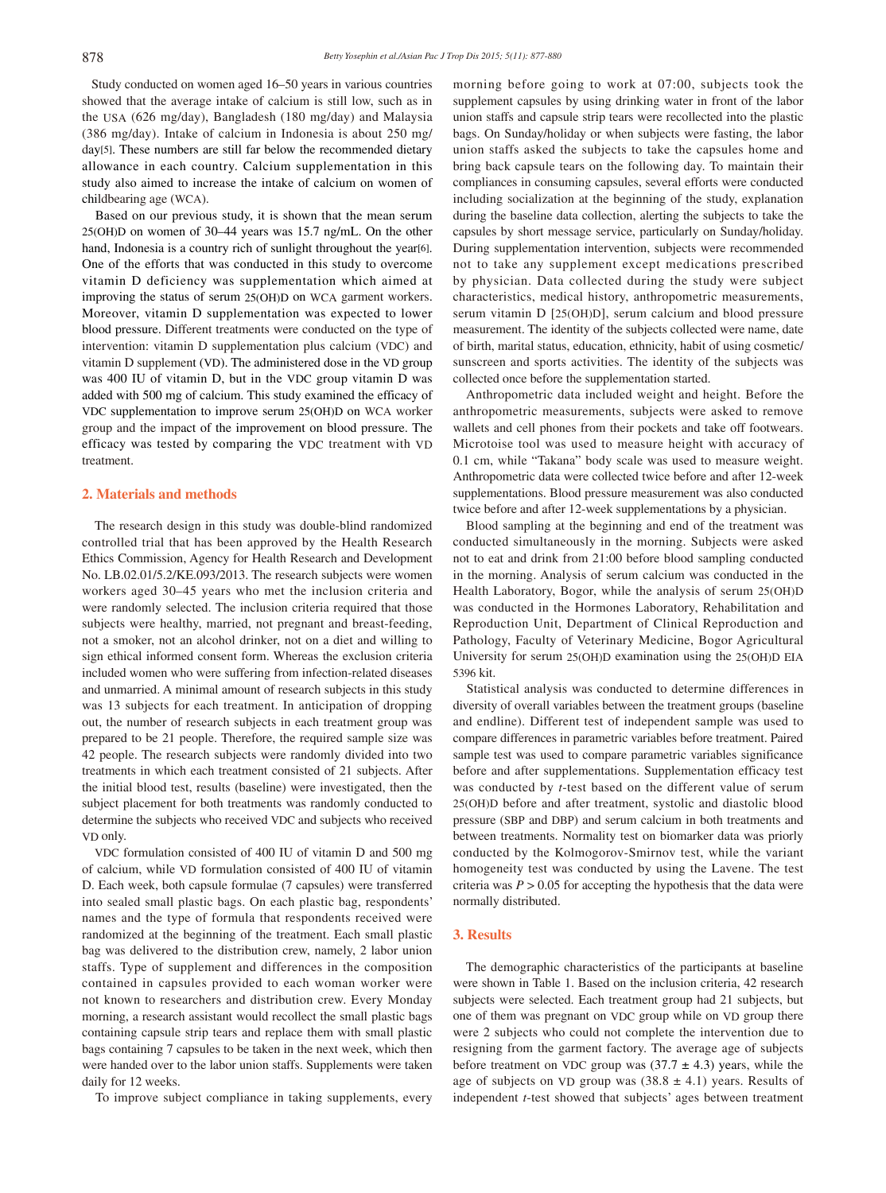Study conducted on women aged 16–50 years in various countries showed that the average intake of calcium is still low, such as in the USA (626 mg/day), Bangladesh (180 mg/day) and Malaysia (386 mg/day). Intake of calcium in Indonesia is about 250 mg/day[5]. These numbers are still far below the recommended dietary allowance in each country. Calcium supplementation in this study also aimed to increase the intake of calcium on women of childbearing age (WCA).

Based on our previous study, it is shown that the mean serum 25(OH)D on women of 30–44 years was 15.7 ng/mL. On the other hand, Indonesia is a country rich of sunlight throughout the year[6]. One of the efforts that was conducted in this study to overcome vitamin D deficiency was supplementation which aimed at improving the status of serum 25(OH)D on WCA garment workers. Moreover, vitamin D supplementation was expected to lower blood pressure. Different treatments were conducted on the type of intervention: vitamin D supplementation plus calcium (VDC) and vitamin D supplement (VD). The administered dose in the VD group was 400 IU of vitamin D, but in the VDC group vitamin D was added with 500 mg of calcium. This study examined the efficacy of VDC supplementation to improve serum 25(OH)D on WCA worker group and the impact of the improvement on blood pressure. The efficacy was tested by comparing the VDC treatment with VD treatment.

## 2. Materials and methods

The research design in this study was double-blind randomized controlled trial that has been approved by the Health Research Ethics Commission, Agency for Health Research and Development No. LB.02.01/5.2/KE.093/2013. The research subjects were women workers aged 30–45 years who met the inclusion criteria and were randomly selected. The inclusion criteria required that those subjects were healthy, married, not pregnant and breast-feeding, not a smoker, not an alcohol drinker, not on a diet and willing to sign ethical informed consent form. Whereas the exclusion criteria included women who were suffering from infection-related diseases and unmarried. A minimal amount of research subjects in this study was 13 subjects for each treatment. In anticipation of dropping out, the number of research subjects in each treatment group was prepared to be 21 people. Therefore, the required sample size was 42 people. The research subjects were randomly divided into two treatments in which each treatment consisted of 21 subjects. After the initial blood test, results (baseline) were investigated, then the subject placement for both treatments was randomly conducted to determine the subjects who received VDC and subjects who received VD only.

VDC formulation consisted of 400 IU of vitamin D and 500 mg of calcium, while VD formulation consisted of 400 IU of vitamin D. Each week, both capsule formulae (7 capsules) were transferred into sealed small plastic bags. On each plastic bag, respondents' names and the type of formula that respondents received were randomized at the beginning of the treatment. Each small plastic bag was delivered to the distribution crew, namely, 2 labor union staffs. Type of supplement and differences in the composition contained in capsules provided to each woman worker were not known to researchers and distribution crew. Every Monday morning, a research assistant would recollect the small plastic bags containing capsule strip tears and replace them with small plastic bags containing 7 capsules to be taken in the next week, which then were handed over to the labor union staffs. Supplements were taken daily for 12 weeks.

To improve subject compliance in taking supplements, every morning before going to work at 07:00, subjects took the supplement capsules by using drinking water in front of the labor union staffs and capsule strip tears were recollected into the plastic bags. On Sunday/holiday or when subjects were fasting, the labor union staffs asked the subjects to take the capsules home and bring back capsule tears on the following day. To maintain their compliances in consuming capsules, several efforts were conducted including socialization at the beginning of the study, explanation during the baseline data collection, alerting the subjects to take the capsules by short message service, particularly on Sunday/holiday. During supplementation intervention, subjects were recommended not to take any supplement except medications prescribed by physician. Data collected during the study were subject characteristics, medical history, anthropometric measurements, serum vitamin D [25(OH)D], serum calcium and blood pressure measurement. The identity of the subjects collected were name, date of birth, marital status, education, ethnicity, habit of using cosmetic/sunscreen and sports activities. The identity of the subjects was collected once before the supplementation started.

Anthropometric data included weight and height. Before the anthropometric measurements, subjects were asked to remove wallets and cell phones from their pockets and take off footwears. Microtoise tool was used to measure height with accuracy of 0.1 cm, while "Takana" body scale was used to measure weight. Anthropometric data were collected twice before and after 12-week supplementations. Blood pressure measurement was also conducted twice before and after 12-week supplementations by a physician.

Blood sampling at the beginning and end of the treatment was conducted simultaneously in the morning. Subjects were asked not to eat and drink from 21:00 before blood sampling conducted in the morning. Analysis of serum calcium was conducted in the Health Laboratory, Bogor, while the analysis of serum 25(OH)D was conducted in the Hormones Laboratory, Rehabilitation and Reproduction Unit, Department of Clinical Reproduction and Pathology, Faculty of Veterinary Medicine, Bogor Agricultural University for serum 25(OH)D examination using the 25(OH)D EIA 5396 kit.

Statistical analysis was conducted to determine differences in diversity of overall variables between the treatment groups (baseline and endline). Different test of independent sample was used to compare differences in parametric variables before treatment. Paired sample test was used to compare parametric variables significance before and after supplementations. Supplementation efficacy test was conducted by *t*-test based on the different value of serum 25(OH)D before and after treatment, systolic and diastolic blood pressure (SBP and DBP) and serum calcium in both treatments and between treatments. Normality test on biomarker data was priorly conducted by the Kolmogorov-Smirnov test, while the variant homogeneity test was conducted by using the Lavene. The test criteria was $P > 0.05$ for accepting the hypothesis that the data were normally distributed.

## 3. Results

The demographic characteristics of the participants at baseline were shown in Table 1. Based on the inclusion criteria, 42 research subjects were selected. Each treatment group had 21 subjects, but one of them was pregnant on VDC group while on VD group there were 2 subjects who could not complete the intervention due to resigning from the garment factory. The average age of subjects before treatment on VDC group was $(37.7 \pm 4.3)$ years, while the age of subjects on VD group was $(38.8 \pm 4.1)$ years. Results of independent *t*-test showed that subjects' ages between treatment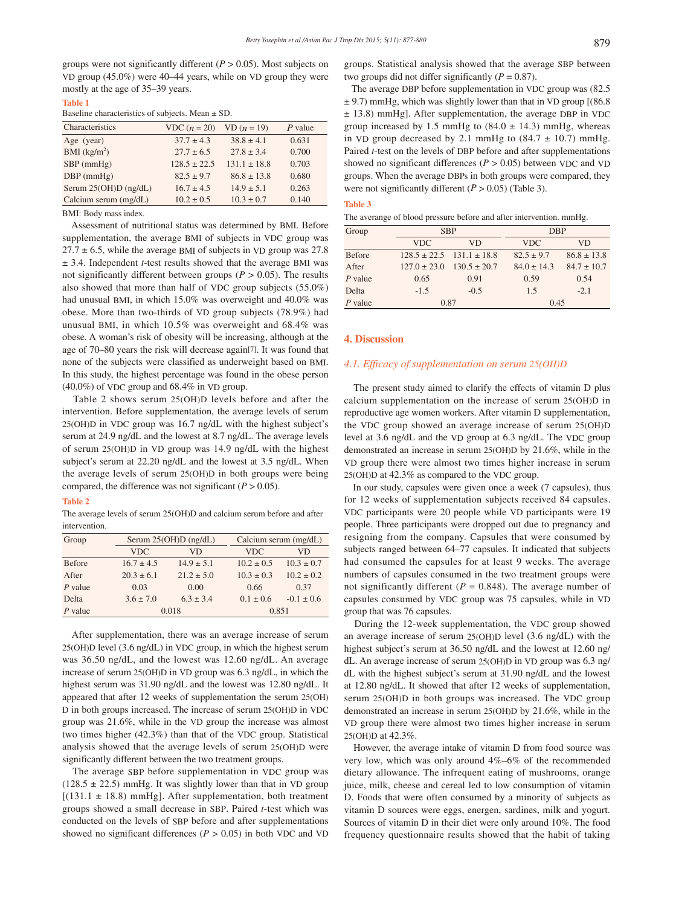groups were not significantly different ($P > 0.05$). Most subjects on VD group (45.0%) were 40–44 years, while on VD group they were mostly at the age of 35–39 years.

**Table 1**

Baseline characteristics of subjects. Mean ± SD.

| Characteristics | VDC ($n = 20$) | VD ($n = 19$) | $P$ value |
|---|---|---|---|
| Age (year) | 37.7 ± 4.3 | 38.8 ± 4.1 | 0.631 |
| BMI (kg/m$^2$) | 27.7 ± 6.5 | 27.8 ± 3.4 | 0.700 |
| SBP (mmHg) | 128.5 ± 22.5 | 131.1 ± 18.8 | 0.703 |
| DBP (mmHg) | 82.5 ± 9.7 | 86.8 ± 13.8 | 0.680 |
| Serum 25(OH)D (ng/dL) | 16.7 ± 4.5 | 14.9 ± 5.1 | 0.263 |
| Calcium serum (mg/dL) | 10.2 ± 0.5 | 10.3 ± 0.7 | 0.140 |

BMI: Body mass index.

Assessment of nutritional status was determined by BMI. Before supplementation, the average BMI of subjects in VDC group was 27.7 ± 6.5, while the average BMI of subjects in VD group was 27.8 ± 3.4. Independent $t$-test results showed that the average BMI was not significantly different between groups ($P > 0.05$). The results also showed that more than half of VDC group subjects (55.0%) had unusual BMI, in which 15.0% was overweight and 40.0% was obese. More than two-thirds of VD group subjects (78.9%) had unusual BMI, in which 10.5% was overweight and 68.4% was obese. A woman's risk of obesity will be increasing, although at the age of 70–80 years the risk will decrease again[7]. It was found that none of the subjects were classified as underweight based on BMI. In this study, the highest percentage was found in the obese person (40.0%) of VDC group and 68.4% in VD group.

Table 2 shows serum 25(OH)D levels before and after the intervention. Before supplementation, the average levels of serum 25(OH)D in VDC group was 16.7 ng/dL with the highest subject's serum at 24.9 ng/dL and the lowest at 8.7 ng/dL. The average levels of serum 25(OH)D in VD group was 14.9 ng/dL with the highest subject's serum at 22.20 ng/dL and the lowest at 3.5 ng/dL. When the average levels of serum 25(OH)D in both groups were being compared, the difference was not significant ($P > 0.05$).

**Table 2**

The average levels of serum 25(OH)D and calcium serum before and after intervention.

| Group | Serum 25(OH)D (ng/dL) | | Calcium serum (mg/dL) | |
|---|---|---|---|---|
| | VDC | VD | VDC | VD |
| Before | 16.7 ± 4.5 | 14.9 ± 5.1 | 10.2 ± 0.5 | 10.3 ± 0.7 |
| After | 20.3 ± 6.1 | 21.2 ± 5.0 | 10.3 ± 0.3 | 10.2 ± 0.2 |
| $P$ value | 0.03 | 0.00 | 0.66 | 0.37 |
| Delta | 3.6 ± 7.0 | 6.3 ± 3.4 | 0.1 ± 0.6 | -0.1 ± 0.6 |
| $P$ value | 0.018 | | 0.851 | |

After supplementation, there was an average increase of serum 25(OH)D level (3.6 ng/dL) in VDC group, in which the highest serum was 36.50 ng/dL, and the lowest was 12.60 ng/dL. An average increase of serum 25(OH)D in VD group was 6.3 ng/dL, in which the highest serum was 31.90 ng/dL and the lowest was 12.80 ng/dL. It appeared that after 12 weeks of supplementation the serum 25(OH) D in both groups increased. The increase of serum 25(OH)D in VDC group was 21.6%, while in the VD group the increase was almost two times higher (42.3%) than that of the VDC group. Statistical analysis showed that the average levels of serum 25(OH)D were significantly different between the two treatment groups.

The average SBP before supplementation in VDC group was (128.5 ± 22.5) mmHg. It was slightly lower than that in VD group [(131.1 ± 18.8) mmHg]. After supplementation, both treatment groups showed a small decrease in SBP. Paired $t$-test which was conducted on the levels of SBP before and after supplementations showed no significant differences ($P > 0.05$) in both VDC and VD groups. Statistical analysis showed that the average SBP between two groups did not differ significantly ($P = 0.87$).

The average DBP before supplementation in VDC group was (82.5 ± 9.7) mmHg, which was slightly lower than that in VD group [(86.8 ± 13.8) mmHg]. After supplementation, the average DBP in VDC group increased by 1.5 mmHg to (84.0 ± 14.3) mmHg, whereas in VD group decreased by 2.1 mmHg to (84.7 ± 10.7) mmHg. Paired $t$-test on the levels of DBP before and after supplementations showed no significant differences ($P > 0.05$) between VDC and VD groups. When the average DBPs in both groups were compared, they were not significantly different ($P > 0.05$) (Table 3).

**Table 3**

The averange of blood pressure before and after intervention. mmHg.

| Group | SBP | | DBP | |
|---|---|---|---|---|
| | VDC | VD | VDC | VD |
| Before | 128.5 ± 22.5 | 131.1 ± 18.8 | 82.5 ± 9.7 | 86.8 ± 13.8 |
| After | 127.0 ± 23.0 | 130.5 ± 20.7 | 84.0 ± 14.3 | 84.7 ± 10.7 |
| $P$ value | 0.65 | 0.91 | 0.59 | 0.54 |
| Delta | -1.5 | -0.5 | 1.5 | -2.1 |
| $P$ value | 0.87 | | 0.45 | |

## 4. Discussion

### *4.1. Efficacy of supplementation on serum 25(OH)D*

The present study aimed to clarify the effects of vitamin D plus calcium supplementation on the increase of serum 25(OH)D in reproductive age women workers. After vitamin D supplementation, the VDC group showed an average increase of serum 25(OH)D level at 3.6 ng/dL and the VD group at 6.3 ng/dL. The VDC group demonstrated an increase in serum 25(OH)D by 21.6%, while in the VD group there were almost two times higher increase in serum 25(OH)D at 42.3% as compared to the VDC group.

In our study, capsules were given once a week (7 capsules), thus for 12 weeks of supplementation subjects received 84 capsules. VDC participants were 20 people while VD participants were 19 people. Three participants were dropped out due to pregnancy and resigning from the company. Capsules that were consumed by subjects ranged between 64–77 capsules. It indicated that subjects had consumed the capsules for at least 9 weeks. The average numbers of capsules consumed in the two treatment groups were not significantly different ($P = 0.848$). The average number of capsules consumed by VDC group was 75 capsules, while in VD group that was 76 capsules.

During the 12-week supplementation, the VDC group showed an average increase of serum 25(OH)D level (3.6 ng/dL) with the highest subject's serum at 36.50 ng/dL and the lowest at 12.60 ng/dL. An average increase of serum 25(OH)D in VD group was 6.3 ng/dL with the highest subject's serum at 31.90 ng/dL and the lowest at 12.80 ng/dL. It showed that after 12 weeks of supplementation, serum 25(OH)D in both groups was increased. The VDC group demonstrated an increase in serum 25(OH)D by 21.6%, while in the VD group there were almost two times higher increase in serum 25(OH)D at 42.3%.

However, the average intake of vitamin D from food source was very low, which was only around 4%–6% of the recommended dietary allowance. The infrequent eating of mushrooms, orange juice, milk, cheese and cereal led to low consumption of vitamin D. Foods that were often consumed by a minority of subjects as vitamin D sources were eggs, energen, sardines, milk and yogurt. Sources of vitamin D in their diet were only around 10%. The food frequency questionnaire results showed that the habit of taking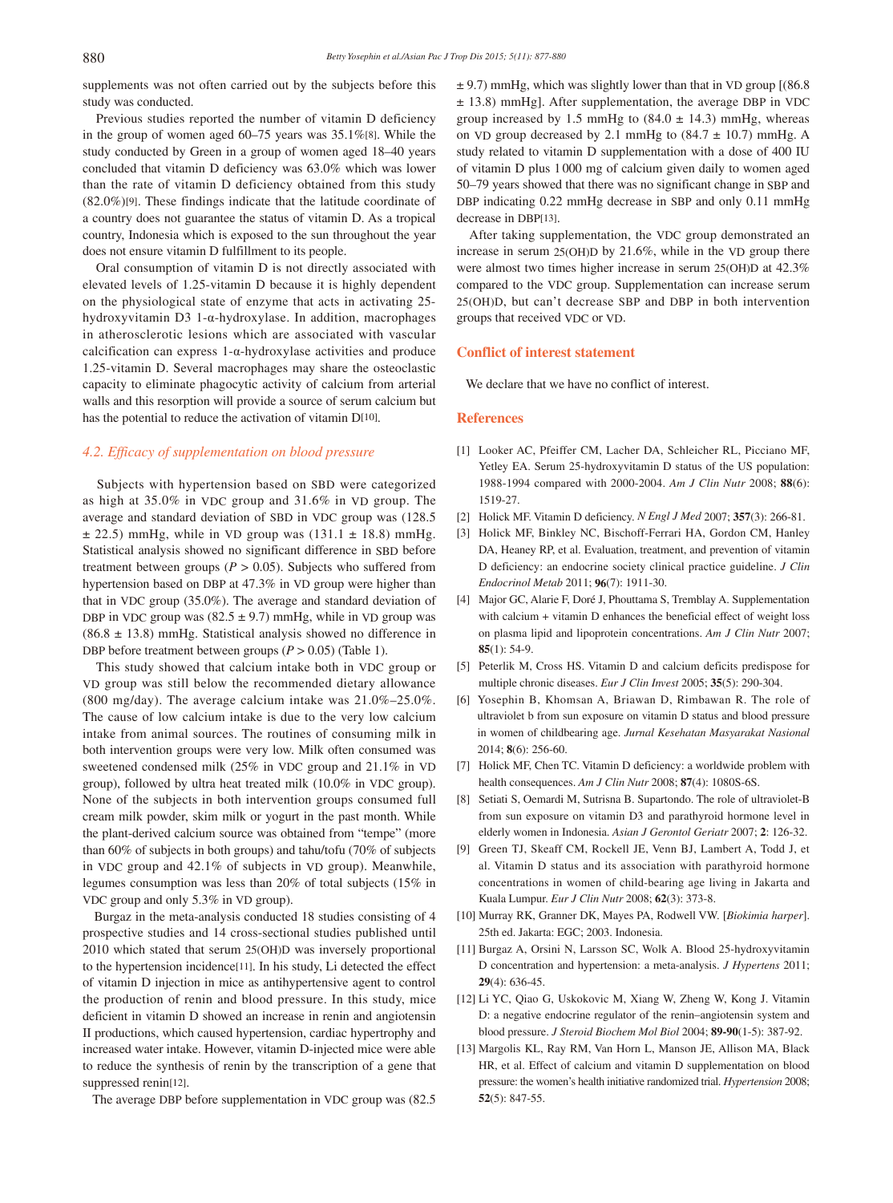supplements was not often carried out by the subjects before this study was conducted.

Previous studies reported the number of vitamin D deficiency in the group of women aged 60–75 years was 35.1%[8]. While the study conducted by Green in a group of women aged 18–40 years concluded that vitamin D deficiency was 63.0% which was lower than the rate of vitamin D deficiency obtained from this study (82.0%)[9]. These findings indicate that the latitude coordinate of a country does not guarantee the status of vitamin D. As a tropical country, Indonesia which is exposed to the sun throughout the year does not ensure vitamin D fulfillment to its people.

Oral consumption of vitamin D is not directly associated with elevated levels of 1.25-vitamin D because it is highly dependent on the physiological state of enzyme that acts in activating 25-hydroxyvitamin D3 1-α-hydroxylase. In addition, macrophages in atherosclerotic lesions which are associated with vascular calcification can express 1-α-hydroxylase activities and produce 1.25-vitamin D. Several macrophages may share the osteoclastic capacity to eliminate phagocytic activity of calcium from arterial walls and this resorption will provide a source of serum calcium but has the potential to reduce the activation of vitamin D[10].

### *4.2. Efficacy of supplementation on blood pressure*

Subjects with hypertension based on SBD were categorized as high at 35.0% in VDC group and 31.6% in VD group. The average and standard deviation of SBD in VDC group was (128.5 ± 22.5) mmHg, while in VD group was (131.1 ± 18.8) mmHg. Statistical analysis showed no significant difference in SBD before treatment between groups ($P > 0.05$). Subjects who suffered from hypertension based on DBP at 47.3% in VD group were higher than that in VDC group (35.0%). The average and standard deviation of DBP in VDC group was (82.5 ± 9.7) mmHg, while in VD group was (86.8 ± 13.8) mmHg. Statistical analysis showed no difference in DBP before treatment between groups ($P > 0.05$) (Table 1).

This study showed that calcium intake both in VDC group or VD group was still below the recommended dietary allowance (800 mg/day). The average calcium intake was 21.0%–25.0%. The cause of low calcium intake is due to the very low calcium intake from animal sources. The routines of consuming milk in both intervention groups were very low. Milk often consumed was sweetened condensed milk (25% in VDC group and 21.1% in VD group), followed by ultra heat treated milk (10.0% in VDC group). None of the subjects in both intervention groups consumed full cream milk powder, skim milk or yogurt in the past month. While the plant-derived calcium source was obtained from "tempe" (more than 60% of subjects in both groups) and tahu/tofu (70% of subjects in VDC group and 42.1% of subjects in VD group). Meanwhile, legumes consumption was less than 20% of total subjects (15% in VDC group and only 5.3% in VD group).

Burgaz in the meta-analysis conducted 18 studies consisting of 4 prospective studies and 14 cross-sectional studies published until 2010 which stated that serum 25(OH)D was inversely proportional to the hypertension incidence[11]. In his study, Li detected the effect of vitamin D injection in mice as antihypertensive agent to control the production of renin and blood pressure. In this study, mice deficient in vitamin D showed an increase in renin and angiotensin II productions, which caused hypertension, cardiac hypertrophy and increased water intake. However, vitamin D-injected mice were able to reduce the synthesis of renin by the transcription of a gene that suppressed renin[12].

The average DBP before supplementation in VDC group was (82.5 ± 9.7) mmHg, which was slightly lower than that in VD group [(86.8 ± 13.8) mmHg]. After supplementation, the average DBP in VDC group increased by 1.5 mmHg to (84.0 ± 14.3) mmHg, whereas on VD group decreased by 2.1 mmHg to (84.7 ± 10.7) mmHg. A study related to vitamin D supplementation with a dose of 400 IU of vitamin D plus 1000 mg of calcium given daily to women aged 50–79 years showed that there was no significant change in SBP and DBP indicating 0.22 mmHg decrease in SBP and only 0.11 mmHg decrease in DBP[13].

After taking supplementation, the VDC group demonstrated an increase in serum 25(OH)D by 21.6%, while in the VD group there were almost two times higher increase in serum 25(OH)D at 42.3% compared to the VDC group. Supplementation can increase serum 25(OH)D, but can't decrease SBP and DBP in both intervention groups that received VDC or VD.

## Conflict of interest statement

We declare that we have no conflict of interest.

## References

[1] Looker AC, Pfeiffer CM, Lacher DA, Schleicher RL, Picciano MF, Yetley EA. Serum 25-hydroxyvitamin D status of the US population: 1988-1994 compared with 2000-2004. *Am J Clin Nutr* 2008; **88**(6): 1519-27.

[2] Holick MF. Vitamin D deficiency. *N Engl J Med* 2007; **357**(3): 266-81.

[3] Holick MF, Binkley NC, Bischoff-Ferrari HA, Gordon CM, Hanley DA, Heaney RP, et al. Evaluation, treatment, and prevention of vitamin D deficiency: an endocrine society clinical practice guideline. *J Clin Endocrinol Metab* 2011; **96**(7): 1911-30.

[4] Major GC, Alarie F, Doré J, Phouttama S, Tremblay A. Supplementation with calcium + vitamin D enhances the beneficial effect of weight loss on plasma lipid and lipoprotein concentrations. *Am J Clin Nutr* 2007; **85**(1): 54-9.

[5] Peterlik M, Cross HS. Vitamin D and calcium deficits predispose for multiple chronic diseases. *Eur J Clin Invest* 2005; **35**(5): 290-304.

[6] Yosephin B, Khomsan A, Briawan D, Rimbawan R. The role of ultraviolet b from sun exposure on vitamin D status and blood pressure in women of childbearing age. *Jurnal Kesehatan Masyarakat Nasional* 2014; **8**(6): 256-60.

[7] Holick MF, Chen TC. Vitamin D deficiency: a worldwide problem with health consequences. *Am J Clin Nutr* 2008; **87**(4): 1080S-6S.

[8] Setiati S, Oemardi M, Sutrisna B. Supartondo. The role of ultraviolet-B from sun exposure on vitamin D3 and parathyroid hormone level in elderly women in Indonesia. *Asian J Gerontol Geriatr* 2007; **2**: 126-32.

[9] Green TJ, Skeaff CM, Rockell JE, Venn BJ, Lambert A, Todd J, et al. Vitamin D status and its association with parathyroid hormone concentrations in women of child-bearing age living in Jakarta and Kuala Lumpur. *Eur J Clin Nutr* 2008; **62**(3): 373-8.

[10] Murray RK, Granner DK, Mayes PA, Rodwell VW. [*Biokimia harper*]. 25th ed. Jakarta: EGC; 2003. Indonesia.

[11] Burgaz A, Orsini N, Larsson SC, Wolk A. Blood 25-hydroxyvitamin D concentration and hypertension: a meta-analysis. *J Hypertens* 2011; **29**(4): 636-45.

[12] Li YC, Qiao G, Uskokovic M, Xiang W, Zheng W, Kong J. Vitamin D: a negative endocrine regulator of the renin–angiotensin system and blood pressure. *J Steroid Biochem Mol Biol* 2004; **89-90**(1-5): 387-92.

[13] Margolis KL, Ray RM, Van Horn L, Manson JE, Allison MA, Black HR, et al. Effect of calcium and vitamin D supplementation on blood pressure: the women's health initiative randomized trial. *Hypertension* 2008; **52**(5): 847-55.